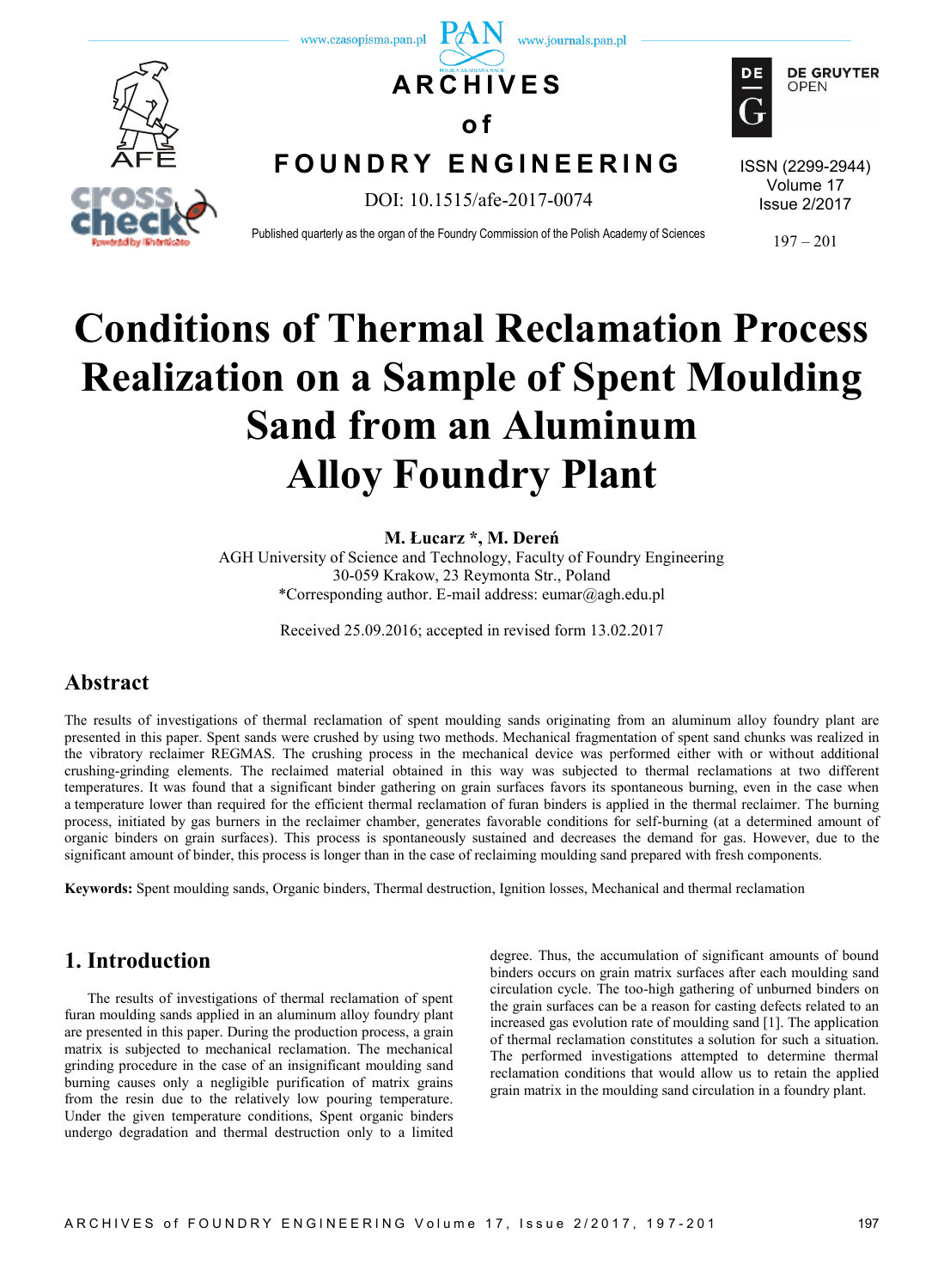# Conditions of Thermal Reclamation Process Realization on a Sample of Spent Moulding Sand from an Aluminum Alloy Foundry Plant

**M. Łucarz \*, M. Dereń**

AGH University of Science and Technology, Faculty of Foundry Engineering
30-059 Krakow, 23 Reymonta Str., Poland
\*Corresponding author. E-mail address: eumar@agh.edu.pl

Received 25.09.2016; accepted in revised form 13.02.2017

## Abstract

The results of investigations of thermal reclamation of spent moulding sands originating from an aluminum alloy foundry plant are presented in this paper. Spent sands were crushed by using two methods. Mechanical fragmentation of spent sand chunks was realized in the vibratory reclaimer REGMAS. The crushing process in the mechanical device was performed either with or without additional crushing-grinding elements. The reclaimed material obtained in this way was subjected to thermal reclamations at two different temperatures. It was found that a significant binder gathering on grain surfaces favors its spontaneous burning, even in the case when a temperature lower than required for the efficient thermal reclamation of furan binders is applied in the thermal reclaimer. The burning process, initiated by gas burners in the reclaimer chamber, generates favorable conditions for self-burning (at a determined amount of organic binders on grain surfaces). This process is spontaneously sustained and decreases the demand for gas. However, due to the significant amount of binder, this process is longer than in the case of reclaiming moulding sand prepared with fresh components.

**Keywords:** Spent moulding sands, Organic binders, Thermal destruction, Ignition losses, Mechanical and thermal reclamation

## 1. Introduction

The results of investigations of thermal reclamation of spent furan moulding sands applied in an aluminum alloy foundry plant are presented in this paper. During the production process, a grain matrix is subjected to mechanical reclamation. The mechanical grinding procedure in the case of an insignificant moulding sand burning causes only a negligible purification of matrix grains from the resin due to the relatively low pouring temperature. Under the given temperature conditions, Spent organic binders undergo degradation and thermal destruction only to a limited degree. Thus, the accumulation of significant amounts of bound binders occurs on grain matrix surfaces after each moulding sand circulation cycle. The too-high gathering of unburned binders on the grain surfaces can be a reason for casting defects related to an increased gas evolution rate of moulding sand [1]. The application of thermal reclamation constitutes a solution for such a situation. The performed investigations attempted to determine thermal reclamation conditions that would allow us to retain the applied grain matrix in the moulding sand circulation in a foundry plant.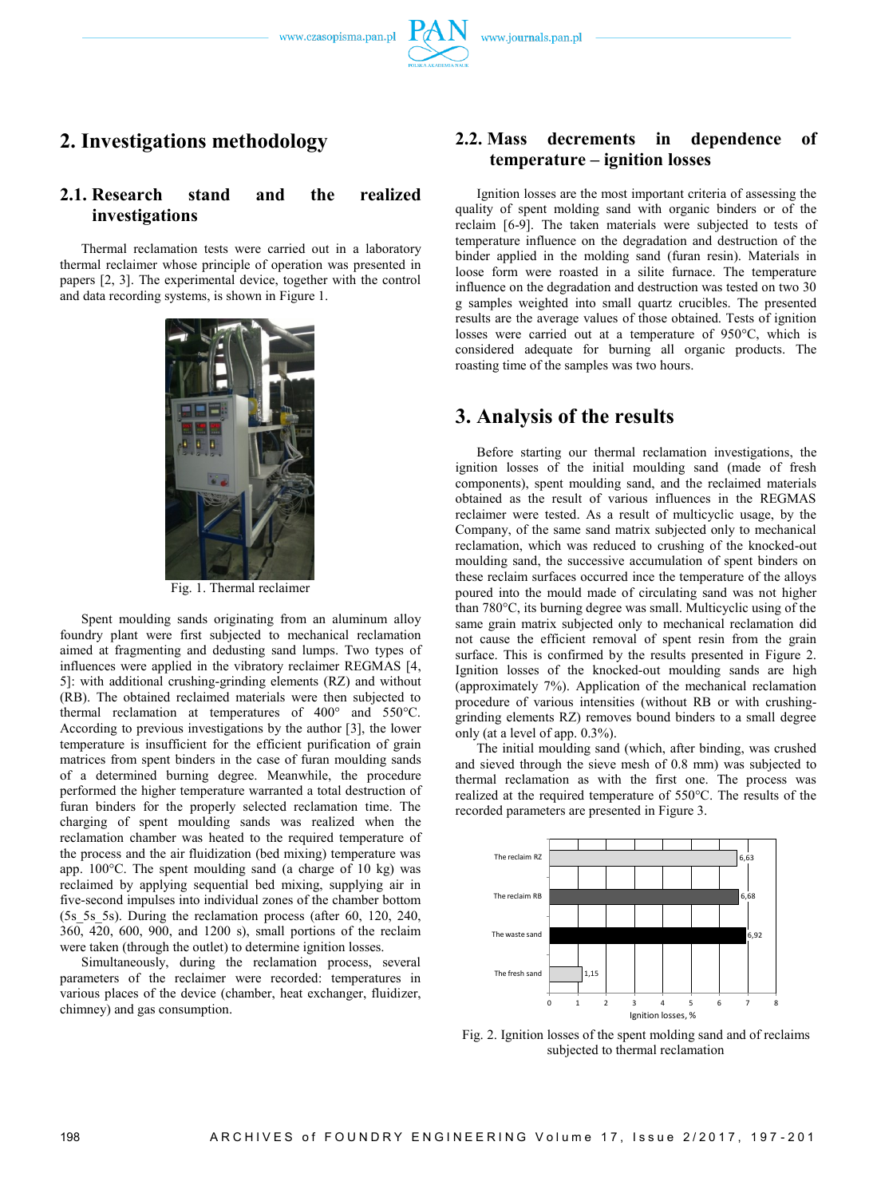## 2. Investigations methodology

### 2.1. Research stand and the realized investigations

Thermal reclamation tests were carried out in a laboratory thermal reclaimer whose principle of operation was presented in papers [2, 3]. The experimental device, together with the control and data recording systems, is shown in Figure 1.

Fig. 1. Thermal reclaimer

Spent moulding sands originating from an aluminum alloy foundry plant were first subjected to mechanical reclamation aimed at fragmenting and dedusting sand lumps. Two types of influences were applied in the vibratory reclaimer REGMAS [4, 5]: with additional crushing-grinding elements (RZ) and without (RB). The obtained reclaimed materials were then subjected to thermal reclamation at temperatures of 400° and 550°C. According to previous investigations by the author [3], the lower temperature is insufficient for the efficient purification of grain matrices from spent binders in the case of furan moulding sands of a determined burning degree. Meanwhile, the procedure performed the higher temperature warranted a total destruction of furan binders for the properly selected reclamation time. The charging of spent moulding sands was realized when the reclamation chamber was heated to the required temperature of the process and the air fluidization (bed mixing) temperature was app. 100°C. The spent moulding sand (a charge of 10 kg) was reclaimed by applying sequential bed mixing, supplying air in five-second impulses into individual zones of the chamber bottom (5s_5s_5s). During the reclamation process (after 60, 120, 240, 360, 420, 600, 900, and 1200 s), small portions of the reclaim were taken (through the outlet) to determine ignition losses.

Simultaneously, during the reclamation process, several parameters of the reclaimer were recorded: temperatures in various places of the device (chamber, heat exchanger, fluidizer, chimney) and gas consumption.

### 2.2. Mass decrements in dependence of temperature – ignition losses

Ignition losses are the most important criteria of assessing the quality of spent molding sand with organic binders or of the reclaim [6-9]. The taken materials were subjected to tests of temperature influence on the degradation and destruction of the binder applied in the molding sand (furan resin). Materials in loose form were roasted in a silite furnace. The temperature influence on the degradation and destruction was tested on two 30 g samples weighted into small quartz crucibles. The presented results are the average values of those obtained. Tests of ignition losses were carried out at a temperature of 950°C, which is considered adequate for burning all organic products. The roasting time of the samples was two hours.

## 3. Analysis of the results

Before starting our thermal reclamation investigations, the ignition losses of the initial moulding sand (made of fresh components), spent moulding sand, and the reclaimed materials obtained as the result of various influences in the REGMAS reclaimer were tested. As a result of multicyclic usage, by the Company, of the same sand matrix subjected only to mechanical reclamation, which was reduced to crushing of the knocked-out moulding sand, the successive accumulation of spent binders on these reclaim surfaces occurred ince the temperature of the alloys poured into the mould made of circulating sand was not higher than 780°C, its burning degree was small. Multicyclic using of the same grain matrix subjected only to mechanical reclamation did not cause the efficient removal of spent resin from the grain surface. This is confirmed by the results presented in Figure 2. Ignition losses of the knocked-out moulding sands are high (approximately 7%). Application of the mechanical reclamation procedure of various intensities (without RB or with crushing-grinding elements RZ) removes bound binders to a small degree only (at a level of app. 0.3%).

The initial moulding sand (which, after binding, was crushed and sieved through the sieve mesh of 0.8 mm) was subjected to thermal reclamation as with the first one. The process was realized at the required temperature of 550°C. The results of the recorded parameters are presented in Figure 3.

| Material | Ignition losses, % |
|---|---|
| The reclaim RZ | 6,63 |
| The reclaim RB | 6,68 |
| The waste sand | 6,92 |
| The fresh sand | 1,15 |

Fig. 2. Ignition losses of the spent molding sand and of reclaims subjected to thermal reclamation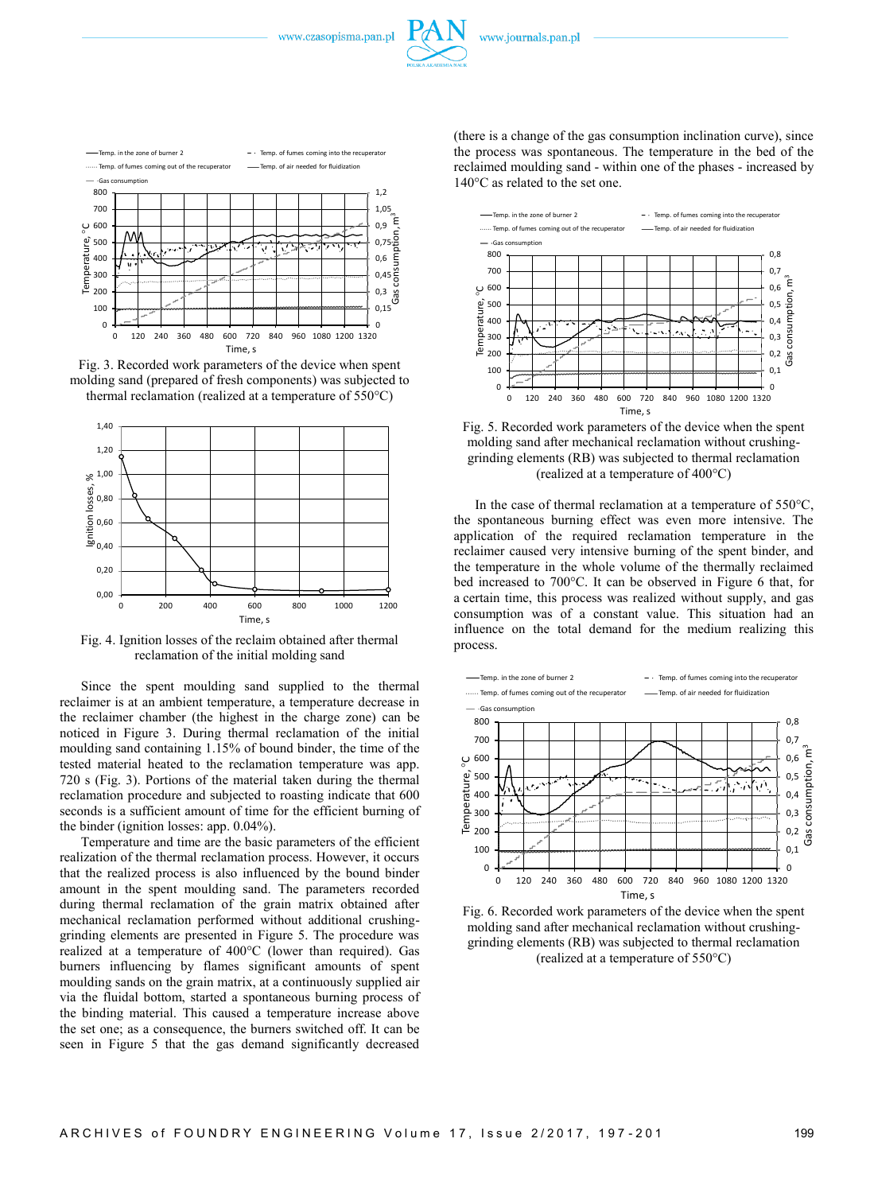Fig. 3. Recorded work parameters of the device when spent molding sand (prepared of fresh components) was subjected to thermal reclamation (realized at a temperature of 550°C)

Fig. 4. Ignition losses of the reclaim obtained after thermal reclamation of the initial molding sand

Since the spent moulding sand supplied to the thermal reclaimer is at an ambient temperature, a temperature decrease in the reclaimer chamber (the highest in the charge zone) can be noticed in Figure 3. During thermal reclamation of the initial moulding sand containing 1.15% of bound binder, the time of the tested material heated to the reclamation temperature was app. 720 s (Fig. 3). Portions of the material taken during the thermal reclamation procedure and subjected to roasting indicate that 600 seconds is a sufficient amount of time for the efficient burning of the binder (ignition losses: app. 0.04%).

Temperature and time are the basic parameters of the efficient realization of the thermal reclamation process. However, it occurs that the realized process is also influenced by the bound binder amount in the spent moulding sand. The parameters recorded during thermal reclamation of the grain matrix obtained after mechanical reclamation performed without additional crushing-grinding elements are presented in Figure 5. The procedure was realized at a temperature of 400°C (lower than required). Gas burners influencing by flames significant amounts of spent moulding sands on the grain matrix, at a continuously supplied air via the fluidal bottom, started a spontaneous burning process of the binding material. This caused a temperature increase above the set one; as a consequence, the burners switched off. It can be seen in Figure 5 that the gas demand significantly decreased (there is a change of the gas consumption inclination curve), since the process was spontaneous. The temperature in the bed of the reclaimed moulding sand - within one of the phases - increased by 140°C as related to the set one.

Fig. 5. Recorded work parameters of the device when the spent molding sand after mechanical reclamation without crushing-grinding elements (RB) was subjected to thermal reclamation (realized at a temperature of 400°C)

In the case of thermal reclamation at a temperature of 550°C, the spontaneous burning effect was even more intensive. The application of the required reclamation temperature in the reclaimer caused very intensive burning of the spent binder, and the temperature in the whole volume of the thermally reclaimed bed increased to 700°C. It can be observed in Figure 6 that, for a certain time, this process was realized without supply, and gas consumption was of a constant value. This situation had an influence on the total demand for the medium realizing this process.

Fig. 6. Recorded work parameters of the device when the spent molding sand after mechanical reclamation without crushing-grinding elements (RB) was subjected to thermal reclamation (realized at a temperature of 550°C)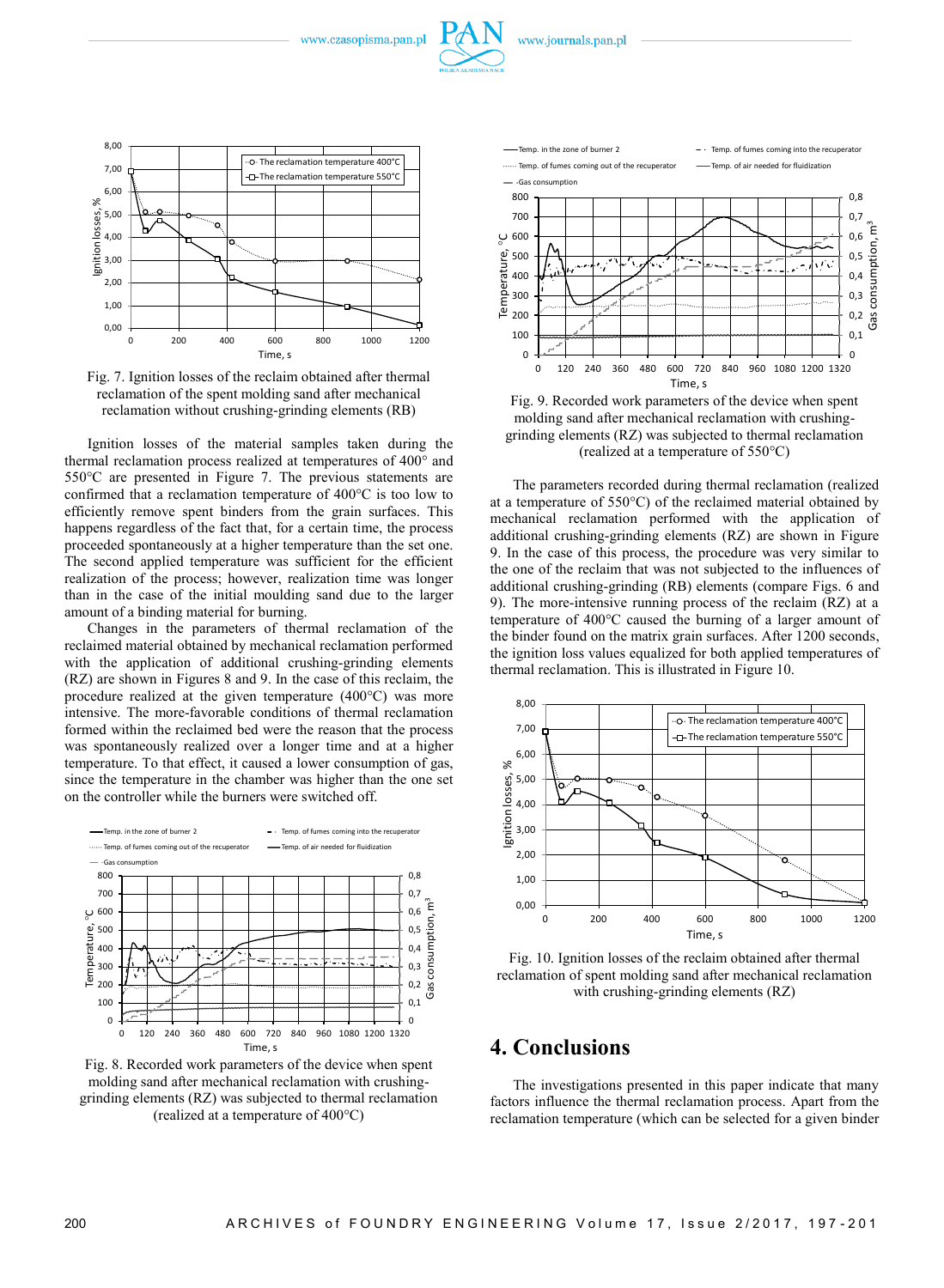Fig. 7. Ignition losses of the reclaim obtained after thermal reclamation of the spent molding sand after mechanical reclamation without crushing-grinding elements (RB)

Ignition losses of the material samples taken during the thermal reclamation process realized at temperatures of 400° and 550°C are presented in Figure 7. The previous statements are confirmed that a reclamation temperature of 400°C is too low to efficiently remove spent binders from the grain surfaces. This happens regardless of the fact that, for a certain time, the process proceeded spontaneously at a higher temperature than the set one. The second applied temperature was sufficient for the efficient realization of the process; however, realization time was longer than in the case of the initial moulding sand due to the larger amount of a binding material for burning.

Changes in the parameters of thermal reclamation of the reclaimed material obtained by mechanical reclamation performed with the application of additional crushing-grinding elements (RZ) are shown in Figures 8 and 9. In the case of this reclaim, the procedure realized at the given temperature (400°C) was more intensive. The more-favorable conditions of thermal reclamation formed within the reclaimed bed were the reason that the process was spontaneously realized over a longer time and at a higher temperature. To that effect, it caused a lower consumption of gas, since the temperature in the chamber was higher than the one set on the controller while the burners were switched off.

Fig. 8. Recorded work parameters of the device when spent molding sand after mechanical reclamation with crushing-grinding elements (RZ) was subjected to thermal reclamation (realized at a temperature of 400°C)

Fig. 9. Recorded work parameters of the device when spent molding sand after mechanical reclamation with crushing-grinding elements (RZ) was subjected to thermal reclamation (realized at a temperature of 550°C)

The parameters recorded during thermal reclamation (realized at a temperature of 550°C) of the reclaimed material obtained by mechanical reclamation performed with the application of additional crushing-grinding elements (RZ) are shown in Figure 9. In the case of this process, the procedure was very similar to the one of the reclaim that was not subjected to the influences of additional crushing-grinding (RB) elements (compare Figs. 6 and 9). The more-intensive running process of the reclaim (RZ) at a temperature of 400°C caused the burning of a larger amount of the binder found on the matrix grain surfaces. After 1200 seconds, the ignition loss values equalized for both applied temperatures of thermal reclamation. This is illustrated in Figure 10.

Fig. 10. Ignition losses of the reclaim obtained after thermal reclamation of spent molding sand after mechanical reclamation with crushing-grinding elements (RZ)

## 4. Conclusions

The investigations presented in this paper indicate that many factors influence the thermal reclamation process. Apart from the reclamation temperature (which can be selected for a given binder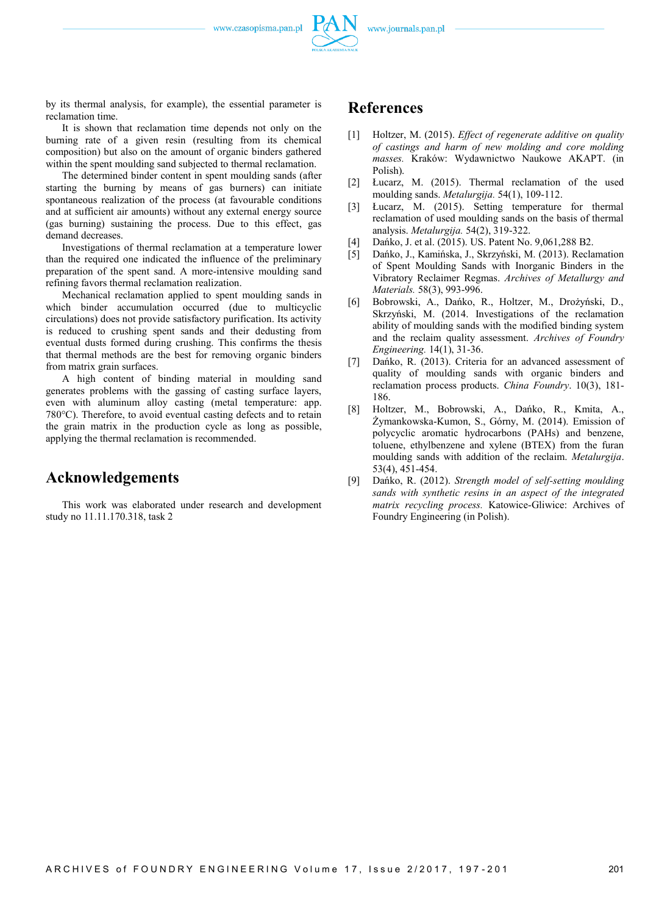by its thermal analysis, for example), the essential parameter is reclamation time.

It is shown that reclamation time depends not only on the burning rate of a given resin (resulting from its chemical composition) but also on the amount of organic binders gathered within the spent moulding sand subjected to thermal reclamation.

The determined binder content in spent moulding sands (after starting the burning by means of gas burners) can initiate spontaneous realization of the process (at favourable conditions and at sufficient air amounts) without any external energy source (gas burning) sustaining the process. Due to this effect, gas demand decreases.

Investigations of thermal reclamation at a temperature lower than the required one indicated the influence of the preliminary preparation of the spent sand. A more-intensive moulding sand refining favors thermal reclamation realization.

Mechanical reclamation applied to spent moulding sands in which binder accumulation occurred (due to multicyclic circulations) does not provide satisfactory purification. Its activity is reduced to crushing spent sands and their dedusting from eventual dusts formed during crushing. This confirms the thesis that thermal methods are the best for removing organic binders from matrix grain surfaces.

A high content of binding material in moulding sand generates problems with the gassing of casting surface layers, even with aluminum alloy casting (metal temperature: app. 780°C). Therefore, to avoid eventual casting defects and to retain the grain matrix in the production cycle as long as possible, applying the thermal reclamation is recommended.

## Acknowledgements

This work was elaborated under research and development study no 11.11.170.318, task 2

## References

[1] Holtzer, M. (2015). *Effect of regenerate additive on quality of castings and harm of new molding and core molding masses.* Kraków: Wydawnictwo Naukowe AKAPT. (in Polish).

[2] Łucarz, M. (2015). Thermal reclamation of the used moulding sands. *Metalurgija.* 54(1), 109-112.

[3] Łucarz, M. (2015). Setting temperature for thermal reclamation of used moulding sands on the basis of thermal analysis. *Metalurgija.* 54(2), 319-322.

[4] Dańko, J. et al. (2015). US. Patent No. 9,061,288 B2.

[5] Dańko, J., Kamińska, J., Skrzyński, M. (2013). Reclamation of Spent Moulding Sands with Inorganic Binders in the Vibratory Reclaimer Regmas. *Archives of Metallurgy and Materials.* 58(3), 993-996.

[6] Bobrowski, A., Dańko, R., Holtzer, M., Drożyński, D., Skrzyński, M. (2014. Investigations of the reclamation ability of moulding sands with the modified binding system and the reclaim quality assessment. *Archives of Foundry Engineering.* 14(1), 31-36.

[7] Dańko, R. (2013). Criteria for an advanced assessment of quality of moulding sands with organic binders and reclamation process products. *China Foundry*. 10(3), 181-186.

[8] Holtzer, M., Bobrowski, A., Dańko, R., Kmita, A., Żymankowska-Kumon, S., Górny, M. (2014). Emission of polycyclic aromatic hydrocarbons (PAHs) and benzene, toluene, ethylbenzene and xylene (BTEX) from the furan moulding sands with addition of the reclaim. *Metalurgija*. 53(4), 451-454.

[9] Dańko, R. (2012). *Strength model of self-setting moulding sands with synthetic resins in an aspect of the integrated matrix recycling process.* Katowice-Gliwice: Archives of Foundry Engineering (in Polish).